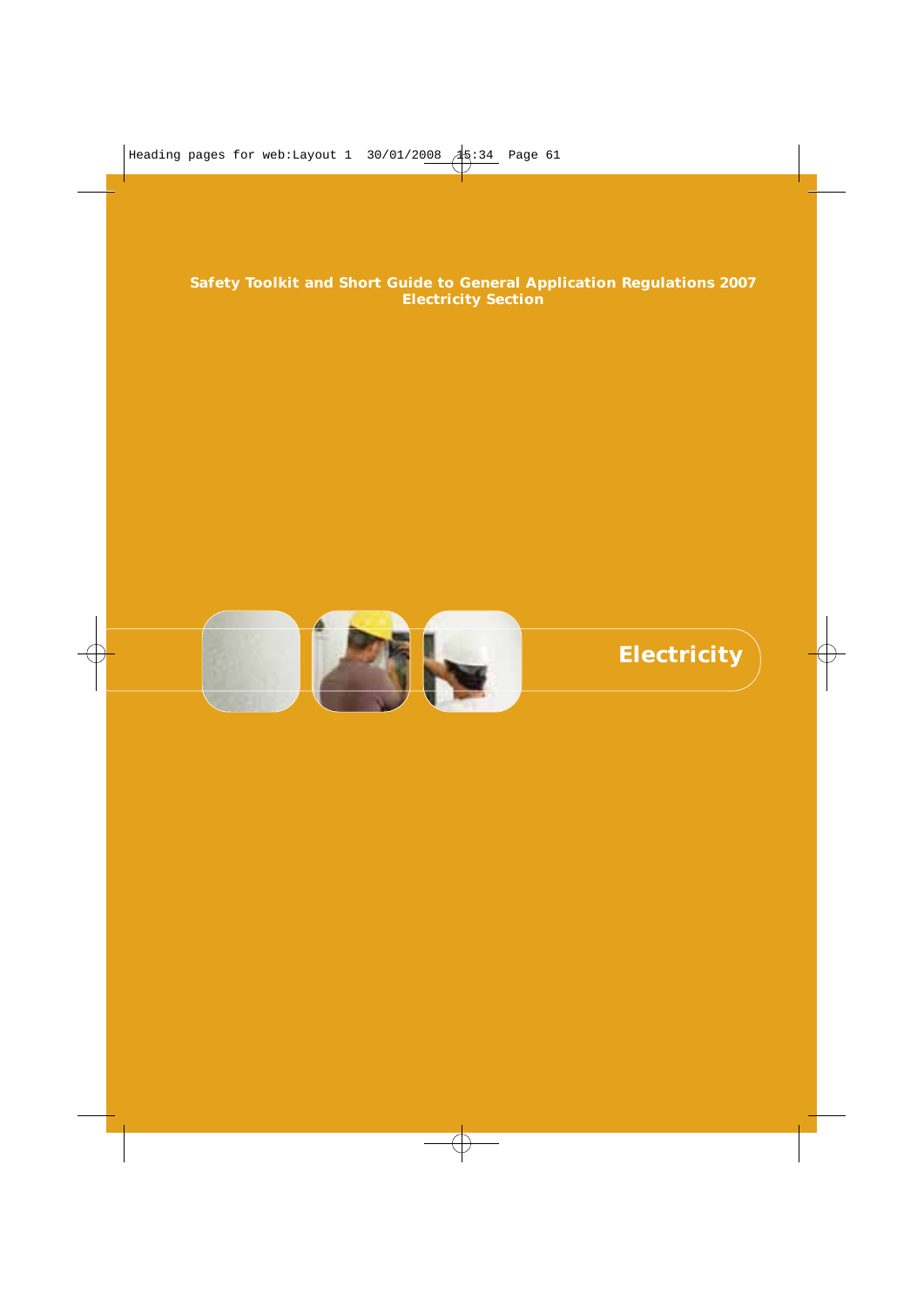**Safety Toolkit and Short Guide to General Application Regulations 2007**
**Electricity Section**

# Electricity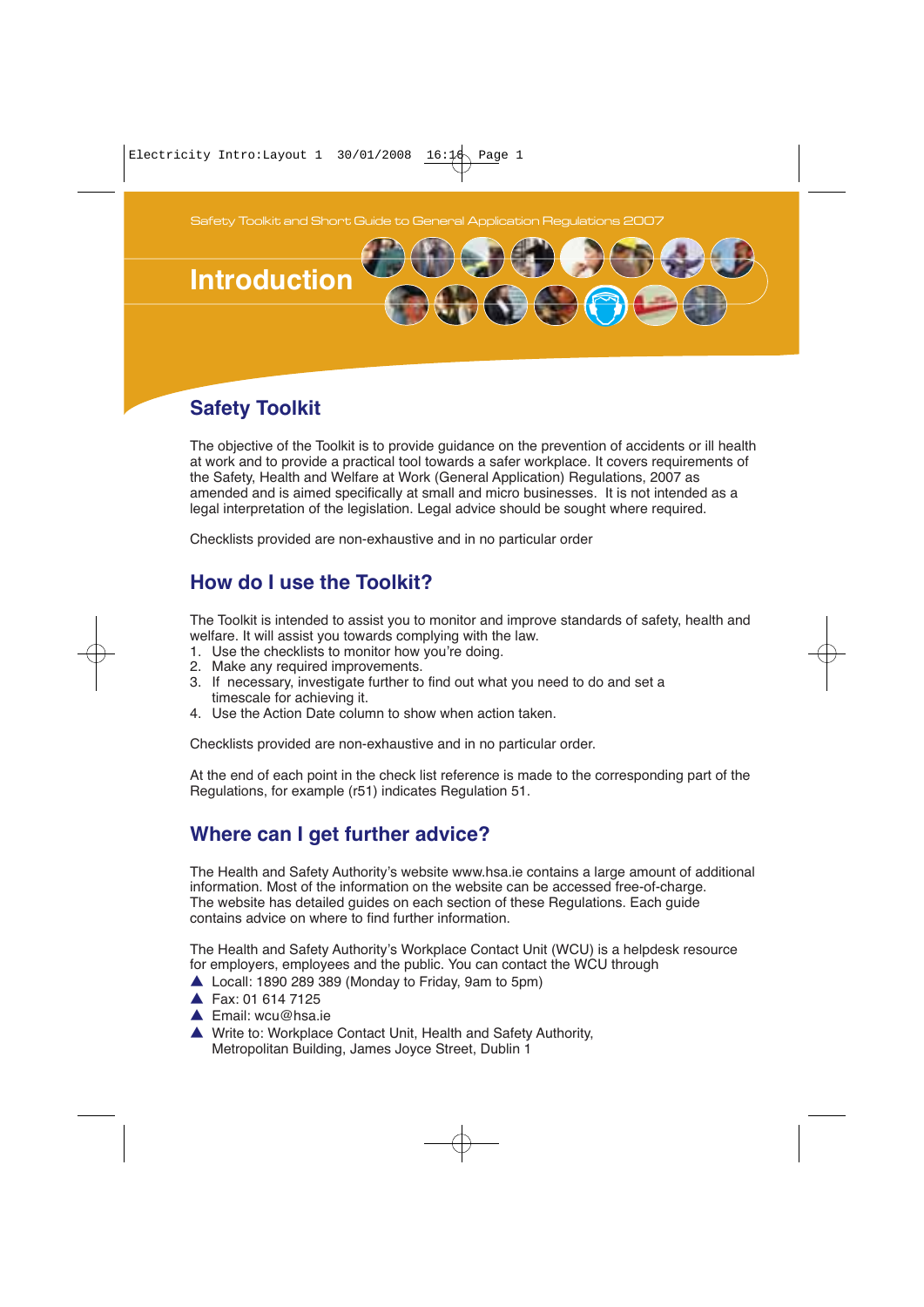Safety Toolkit and Short Guide to General Application Regulations 2007

# Introduction

## Safety Toolkit

The objective of the Toolkit is to provide guidance on the prevention of accidents or ill health at work and to provide a practical tool towards a safer workplace. It covers requirements of the Safety, Health and Welfare at Work (General Application) Regulations, 2007 as amended and is aimed specifically at small and micro businesses. It is not intended as a legal interpretation of the legislation. Legal advice should be sought where required.

Checklists provided are non-exhaustive and in no particular order

## How do I use the Toolkit?

The Toolkit is intended to assist you to monitor and improve standards of safety, health and welfare. It will assist you towards complying with the law.

1. Use the checklists to monitor how you're doing.
2. Make any required improvements.
3. If necessary, investigate further to find out what you need to do and set a timescale for achieving it.
4. Use the Action Date column to show when action taken.

Checklists provided are non-exhaustive and in no particular order.

At the end of each point in the check list reference is made to the corresponding part of the Regulations, for example (r51) indicates Regulation 51.

## Where can I get further advice?

The Health and Safety Authority's website www.hsa.ie contains a large amount of additional information. Most of the information on the website can be accessed free-of-charge. The website has detailed guides on each section of these Regulations. Each guide contains advice on where to find further information.

The Health and Safety Authority's Workplace Contact Unit (WCU) is a helpdesk resource for employers, employees and the public. You can contact the WCU through

- Locall: 1890 289 389 (Monday to Friday, 9am to 5pm)
- Fax: 01 614 7125
- Email: wcu@hsa.ie
- Write to: Workplace Contact Unit, Health and Safety Authority, Metropolitan Building, James Joyce Street, Dublin 1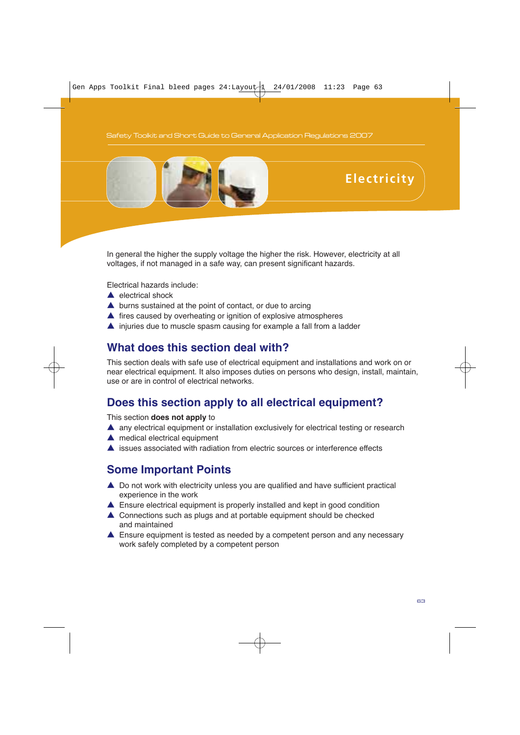# Electricity

In general the higher the supply voltage the higher the risk. However, electricity at all voltages, if not managed in a safe way, can present significant hazards.

Electrical hazards include:

- electrical shock
- burns sustained at the point of contact, or due to arcing
- fires caused by overheating or ignition of explosive atmospheres
- injuries due to muscle spasm causing for example a fall from a ladder

## What does this section deal with?

This section deals with safe use of electrical equipment and installations and work on or near electrical equipment. It also imposes duties on persons who design, install, maintain, use or are in control of electrical networks.

## Does this section apply to all electrical equipment?

This section **does not apply** to

- any electrical equipment or installation exclusively for electrical testing or research
- medical electrical equipment
- issues associated with radiation from electric sources or interference effects

## Some Important Points

- Do not work with electricity unless you are qualified and have sufficient practical experience in the work
- Ensure electrical equipment is properly installed and kept in good condition
- Connections such as plugs and at portable equipment should be checked and maintained
- Ensure equipment is tested as needed by a competent person and any necessary work safely completed by a competent person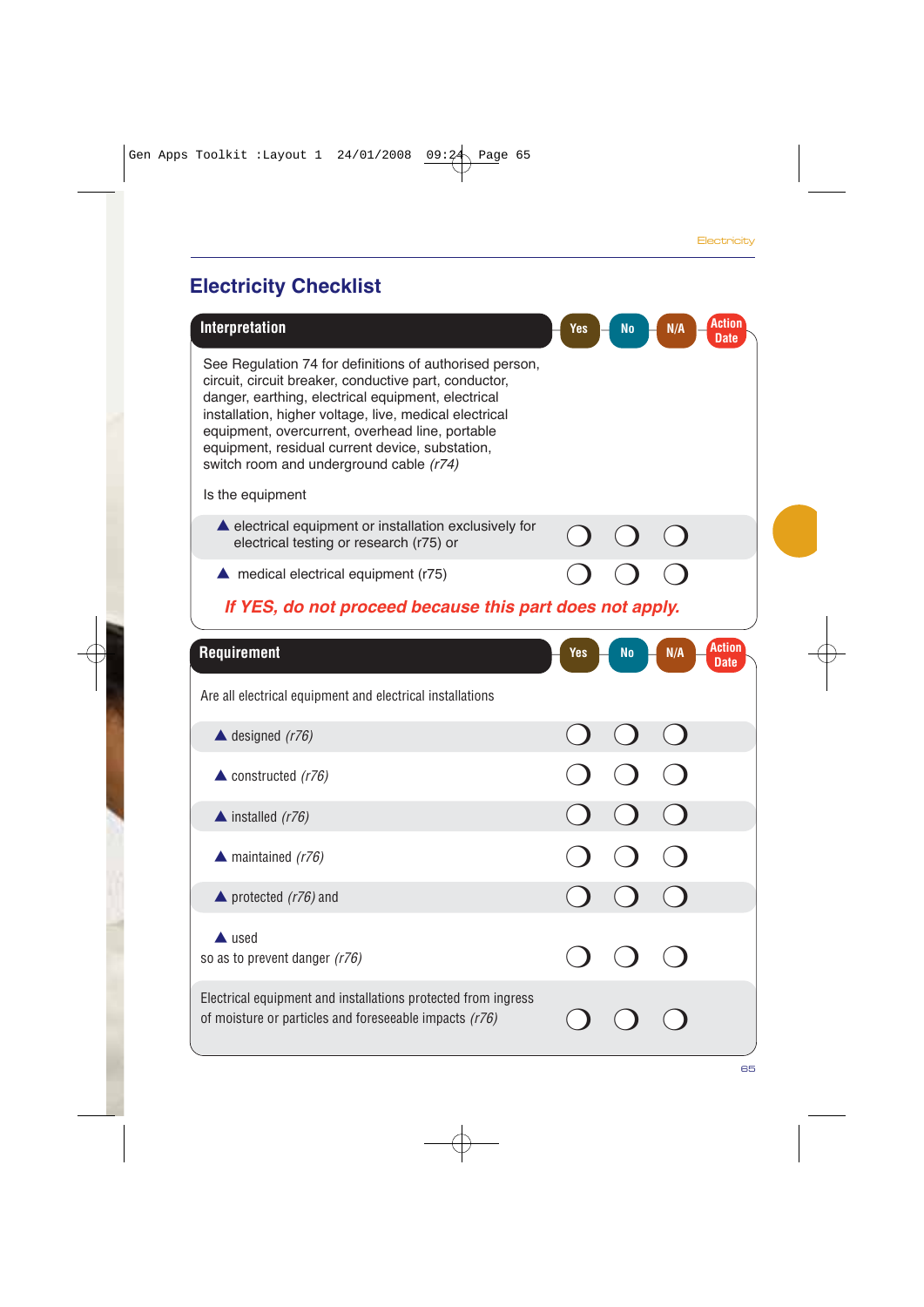# Electricity Checklist

| Interpretation | Yes | No | N/A | Action Date |
|---|---|---|---|---|
| See Regulation 74 for definitions of authorised person, circuit, circuit breaker, conductive part, conductor, danger, earthing, electrical equipment, electrical installation, higher voltage, live, medical electrical equipment, overcurrent, overhead line, portable equipment, residual current device, substation, switch room and underground cable *(r74)* | | | | |
| Is the equipment | | | | |
| ▲ electrical equipment or installation exclusively for electrical testing or research (r75) or | ❍ | ❍ | ❍ | |
| ▲ medical electrical equipment (r75) | ❍ | ❍ | ❍ | |

***If YES, do not proceed because this part does not apply.***

| Requirement | Yes | No | N/A | Action Date |
|---|---|---|---|---|
| Are all electrical equipment and electrical installations | | | | |
| ▲ designed *(r76)* | ❍ | ❍ | ❍ | |
| ▲ constructed *(r76)* | ❍ | ❍ | ❍ | |
| ▲ installed *(r76)* | ❍ | ❍ | ❍ | |
| ▲ maintained *(r76)* | ❍ | ❍ | ❍ | |
| ▲ protected *(r76)* and | ❍ | ❍ | ❍ | |
| ▲ used so as to prevent danger *(r76)* | ❍ | ❍ | ❍ | |
| Electrical equipment and installations protected from ingress of moisture or particles and foreseeable impacts *(r76)* | ❍ | ❍ | ❍ | |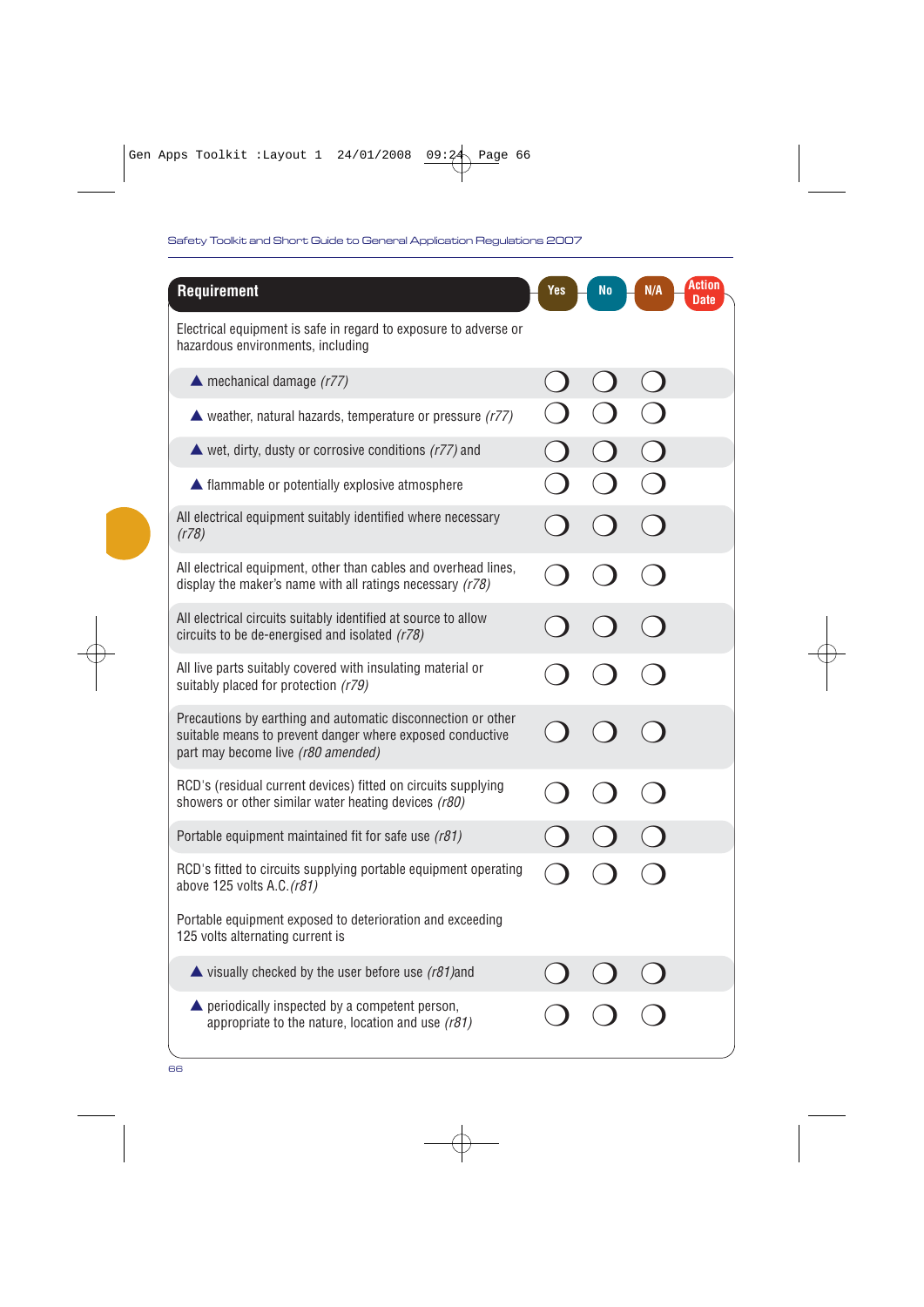| Requirement | Yes | No | N/A | Action Date |
|---|---|---|---|---|
| Electrical equipment is safe in regard to exposure to adverse or hazardous environments, including | | | | |
| ▲ mechanical damage *(r77)* | ❍ | ❍ | ❍ | |
| ▲ weather, natural hazards, temperature or pressure *(r77)* | ❍ | ❍ | ❍ | |
| ▲ wet, dirty, dusty or corrosive conditions *(r77)* and | ❍ | ❍ | ❍ | |
| ▲ flammable or potentially explosive atmosphere | ❍ | ❍ | ❍ | |
| All electrical equipment suitably identified where necessary *(r78)* | ❍ | ❍ | ❍ | |
| All electrical equipment, other than cables and overhead lines, display the maker's name with all ratings necessary *(r78)* | ❍ | ❍ | ❍ | |
| All electrical circuits suitably identified at source to allow circuits to be de-energised and isolated *(r78)* | ❍ | ❍ | ❍ | |
| All live parts suitably covered with insulating material or suitably placed for protection *(r79)* | ❍ | ❍ | ❍ | |
| Precautions by earthing and automatic disconnection or other suitable means to prevent danger where exposed conductive part may become live *(r80 amended)* | ❍ | ❍ | ❍ | |
| RCD's (residual current devices) fitted on circuits supplying showers or other similar water heating devices *(r80)* | ❍ | ❍ | ❍ | |
| Portable equipment maintained fit for safe use *(r81)* | ❍ | ❍ | ❍ | |
| RCD's fitted to circuits supplying portable equipment operating above 125 volts A.C. *(r81)* | ❍ | ❍ | ❍ | |
| Portable equipment exposed to deterioration and exceeding 125 volts alternating current is | | | | |
| ▲ visually checked by the user before use *(r81)* and | ❍ | ❍ | ❍ | |
| ▲ periodically inspected by a competent person, appropriate to the nature, location and use *(r81)* | ❍ | ❍ | ❍ | |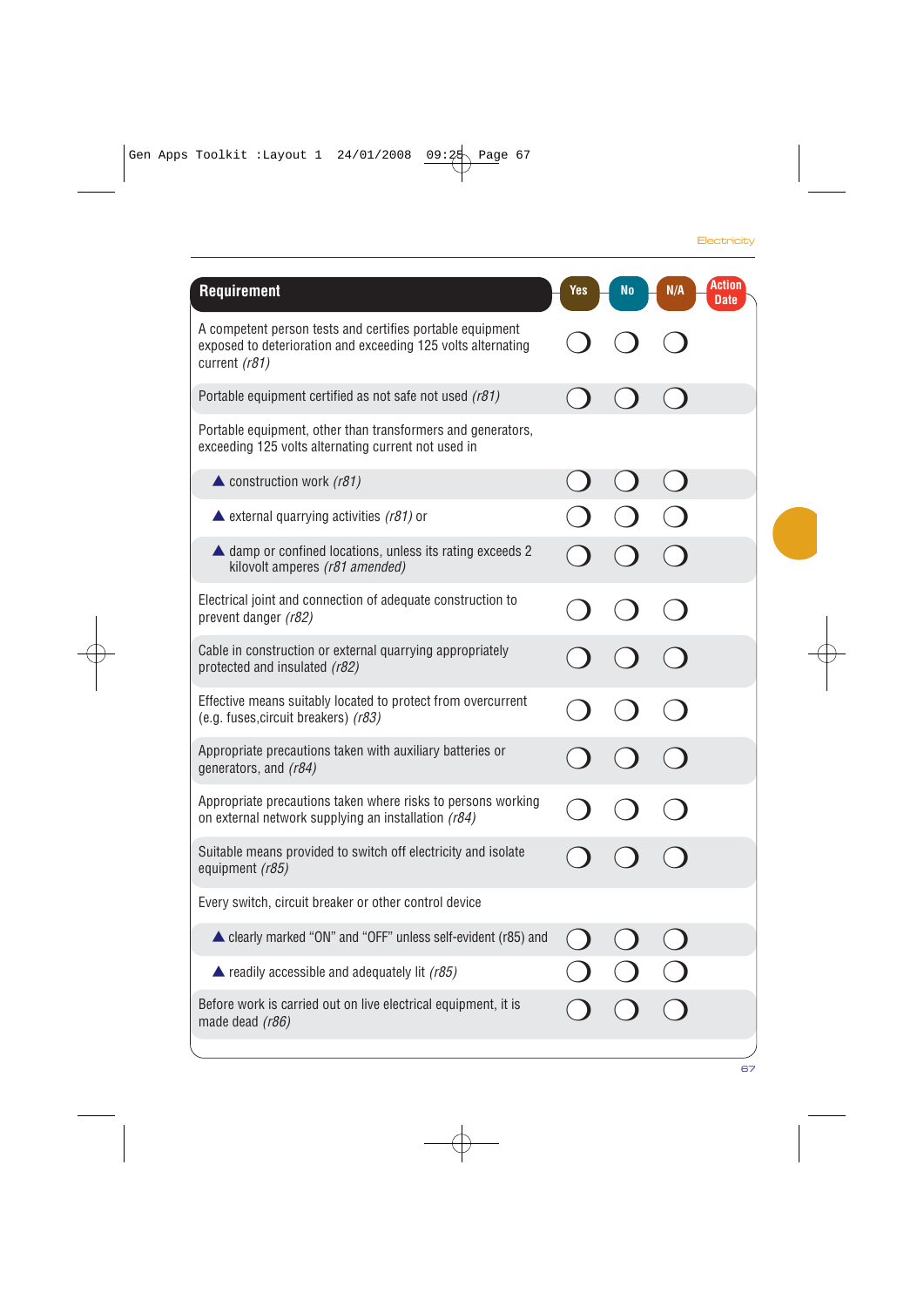| Requirement | Yes | No | N/A | Action Date |
|---|---|---|---|---|
| A competent person tests and certifies portable equipment exposed to deterioration and exceeding 125 volts alternating current *(r81)* | ❍ | ❍ | ❍ | |
| Portable equipment certified as not safe not used *(r81)* | ❍ | ❍ | ❍ | |
| Portable equipment, other than transformers and generators, exceeding 125 volts alternating current not used in | | | | |
| ▲ construction work *(r81)* | ❍ | ❍ | ❍ | |
| ▲ external quarrying activities *(r81)* or | ❍ | ❍ | ❍ | |
| ▲ damp or confined locations, unless its rating exceeds 2 kilovolt amperes *(r81 amended)* | ❍ | ❍ | ❍ | |
| Electrical joint and connection of adequate construction to prevent danger *(r82)* | ❍ | ❍ | ❍ | |
| Cable in construction or external quarrying appropriately protected and insulated *(r82)* | ❍ | ❍ | ❍ | |
| Effective means suitably located to protect from overcurrent (e.g. fuses,circuit breakers) *(r83)* | ❍ | ❍ | ❍ | |
| Appropriate precautions taken with auxiliary batteries or generators, and *(r84)* | ❍ | ❍ | ❍ | |
| Appropriate precautions taken where risks to persons working on external network supplying an installation *(r84)* | ❍ | ❍ | ❍ | |
| Suitable means provided to switch off electricity and isolate equipment *(r85)* | ❍ | ❍ | ❍ | |
| Every switch, circuit breaker or other control device | | | | |
| ▲ clearly marked "ON" and "OFF" unless self-evident (r85) and | ❍ | ❍ | ❍ | |
| ▲ readily accessible and adequately lit *(r85)* | ❍ | ❍ | ❍ | |
| Before work is carried out on live electrical equipment, it is made dead *(r86)* | ❍ | ❍ | ❍ | |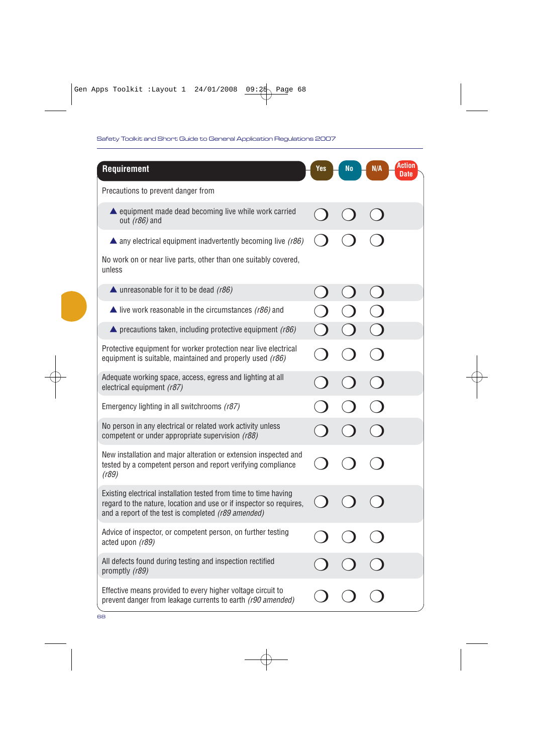| Requirement | Yes | No | N/A | Action Date |
|---|---|---|---|---|
| Precautions to prevent danger from | | | | |
| ▲ equipment made dead becoming live while work carried out *(r86)* and | ❍ | ❍ | ❍ | |
| ▲ any electrical equipment inadvertently becoming live *(r86)* | ❍ | ❍ | ❍ | |
| No work on or near live parts, other than one suitably covered, unless | | | | |
| ▲ unreasonable for it to be dead *(r86)* | ❍ | ❍ | ❍ | |
| ▲ live work reasonable in the circumstances *(r86)* and | ❍ | ❍ | ❍ | |
| ▲ precautions taken, including protective equipment *(r86)* | ❍ | ❍ | ❍ | |
| Protective equipment for worker protection near live electrical equipment is suitable, maintained and properly used *(r86)* | ❍ | ❍ | ❍ | |
| Adequate working space, access, egress and lighting at all electrical equipment *(r87)* | ❍ | ❍ | ❍ | |
| Emergency lighting in all switchrooms *(r87)* | ❍ | ❍ | ❍ | |
| No person in any electrical or related work activity unless competent or under appropriate supervision *(r88)* | ❍ | ❍ | ❍ | |
| New installation and major alteration or extension inspected and tested by a competent person and report verifying compliance *(r89)* | ❍ | ❍ | ❍ | |
| Existing electrical installation tested from time to time having regard to the nature, location and use or if inspector so requires, and a report of the test is completed *(r89 amended)* | ❍ | ❍ | ❍ | |
| Advice of inspector, or competent person, on further testing acted upon *(r89)* | ❍ | ❍ | ❍ | |
| All defects found during testing and inspection rectified promptly *(r89)* | ❍ | ❍ | ❍ | |
| Effective means provided to every higher voltage circuit to prevent danger from leakage currents to earth *(r90 amended)* | ❍ | ❍ | ❍ | |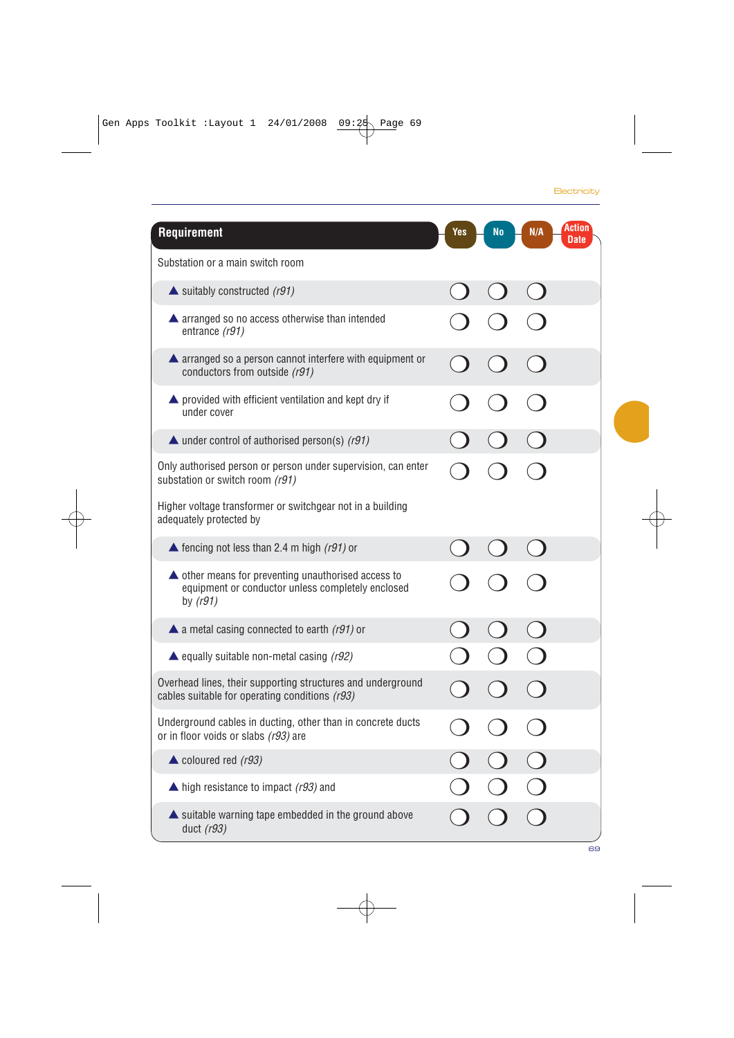| Requirement | Yes | No | N/A | Action Date |
|---|---|---|---|---|
| Substation or a main switch room | | | | |
| ▲ suitably constructed *(r91)* | ❍ | ❍ | ❍ | |
| ▲ arranged so no access otherwise than intended entrance *(r91)* | ❍ | ❍ | ❍ | |
| ▲ arranged so a person cannot interfere with equipment or conductors from outside *(r91)* | ❍ | ❍ | ❍ | |
| ▲ provided with efficient ventilation and kept dry if under cover | ❍ | ❍ | ❍ | |
| ▲ under control of authorised person(s) *(r91)* | ❍ | ❍ | ❍ | |
| Only authorised person or person under supervision, can enter substation or switch room *(r91)* | ❍ | ❍ | ❍ | |
| Higher voltage transformer or switchgear not in a building adequately protected by | | | | |
| ▲ fencing not less than 2.4 m high *(r91)* or | ❍ | ❍ | ❍ | |
| ▲ other means for preventing unauthorised access to equipment or conductor unless completely enclosed by *(r91)* | ❍ | ❍ | ❍ | |
| ▲ a metal casing connected to earth *(r91)* or | ❍ | ❍ | ❍ | |
| ▲ equally suitable non-metal casing *(r92)* | ❍ | ❍ | ❍ | |
| Overhead lines, their supporting structures and underground cables suitable for operating conditions *(r93)* | ❍ | ❍ | ❍ | |
| Underground cables in ducting, other than in concrete ducts or in floor voids or slabs *(r93)* are | ❍ | ❍ | ❍ | |
| ▲ coloured red *(r93)* | ❍ | ❍ | ❍ | |
| ▲ high resistance to impact *(r93)* and | ❍ | ❍ | ❍ | |
| ▲ suitable warning tape embedded in the ground above duct *(r93)* | ❍ | ❍ | ❍ | |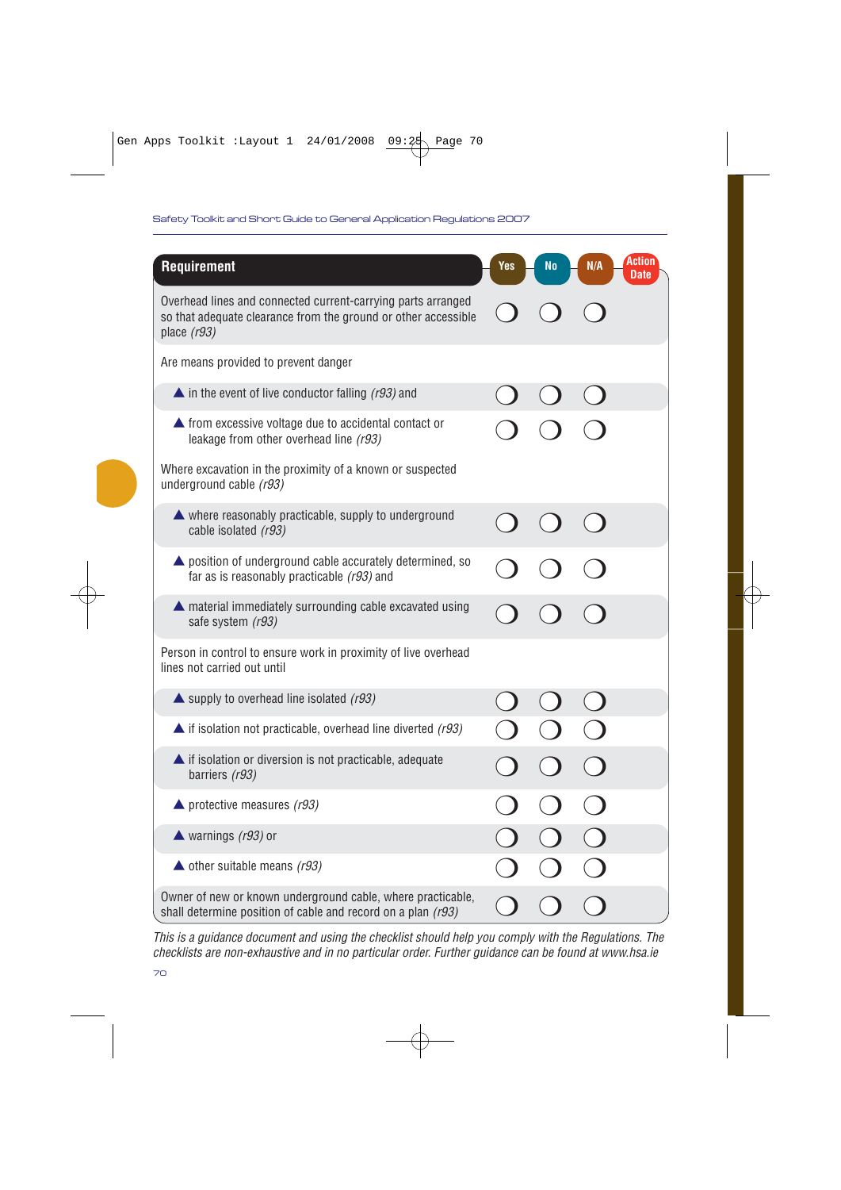| Requirement | Yes | No | N/A | Action Date |
|---|---|---|---|---|
| Overhead lines and connected current-carrying parts arranged so that adequate clearance from the ground or other accessible place *(r93)* | ◯ | ◯ | ◯ | |
| Are means provided to prevent danger | | | | |
| ▲ in the event of live conductor falling *(r93)* and | ◯ | ◯ | ◯ | |
| ▲ from excessive voltage due to accidental contact or leakage from other overhead line *(r93)* | ◯ | ◯ | ◯ | |
| Where excavation in the proximity of a known or suspected underground cable *(r93)* | | | | |
| ▲ where reasonably practicable, supply to underground cable isolated *(r93)* | ◯ | ◯ | ◯ | |
| ▲ position of underground cable accurately determined, so far as is reasonably practicable *(r93)* and | ◯ | ◯ | ◯ | |
| ▲ material immediately surrounding cable excavated using safe system *(r93)* | ◯ | ◯ | ◯ | |
| Person in control to ensure work in proximity of live overhead lines not carried out until | | | | |
| ▲ supply to overhead line isolated *(r93)* | ◯ | ◯ | ◯ | |
| ▲ if isolation not practicable, overhead line diverted *(r93)* | ◯ | ◯ | ◯ | |
| ▲ if isolation or diversion is not practicable, adequate barriers *(r93)* | ◯ | ◯ | ◯ | |
| ▲ protective measures *(r93)* | ◯ | ◯ | ◯ | |
| ▲ warnings *(r93)* or | ◯ | ◯ | ◯ | |
| ▲ other suitable means *(r93)* | ◯ | ◯ | ◯ | |
| Owner of new or known underground cable, where practicable, shall determine position of cable and record on a plan *(r93)* | ◯ | ◯ | ◯ | |

*This is a guidance document and using the checklist should help you comply with the Regulations. The checklists are non-exhaustive and in no particular order. Further guidance can be found at www.hsa.ie*